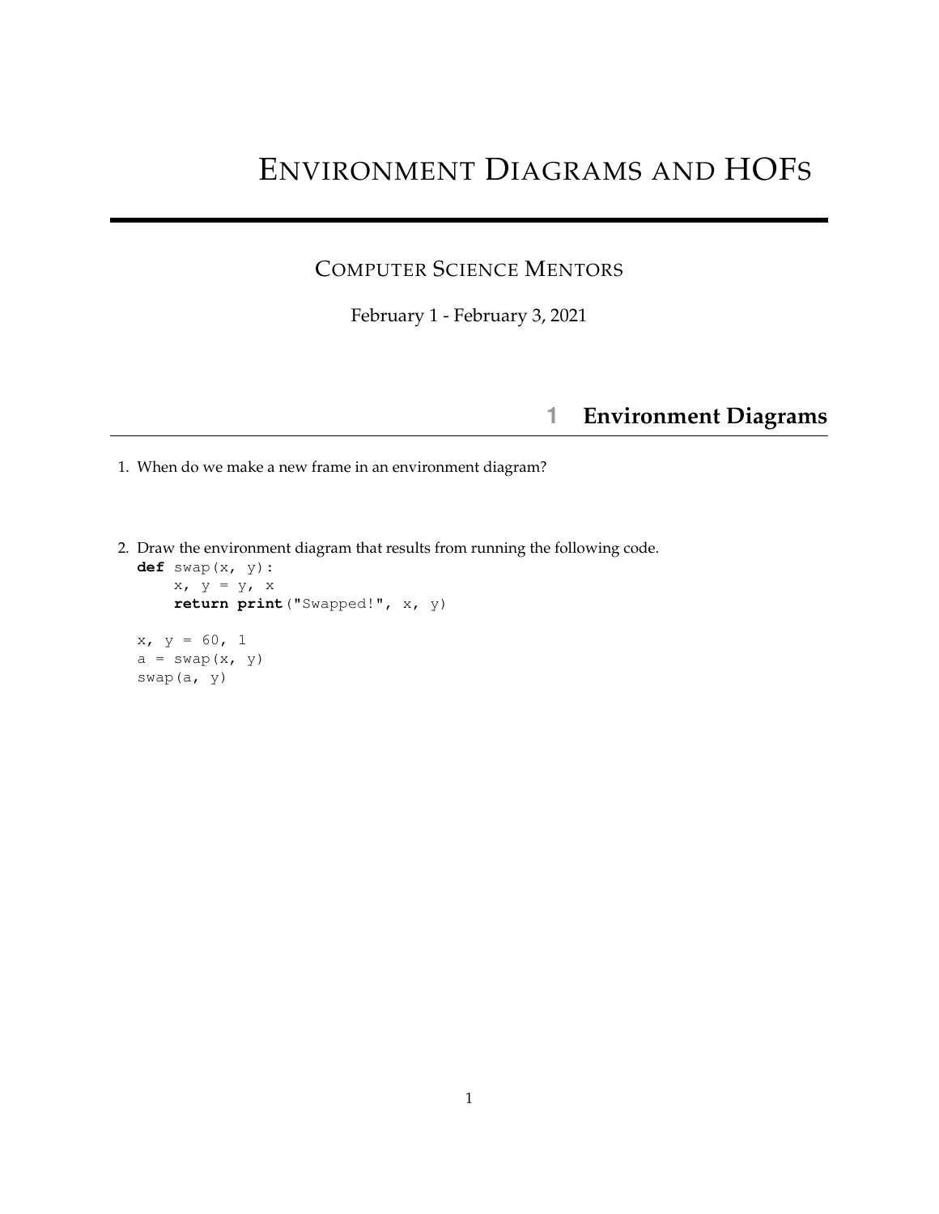# ENVIRONMENT DIAGRAMS AND HOFS

## COMPUTER SCIENCE MENTORS

February 1 - February 3, 2021

## 1 Environment Diagrams

1. When do we make a new frame in an environment diagram?

2. Draw the environment diagram that results from running the following code.

```
def swap(x, y):
    x, y = y, x
    return print("Swapped!", x, y)

x, y = 60, 1
a = swap(x, y)
swap(a, y)
```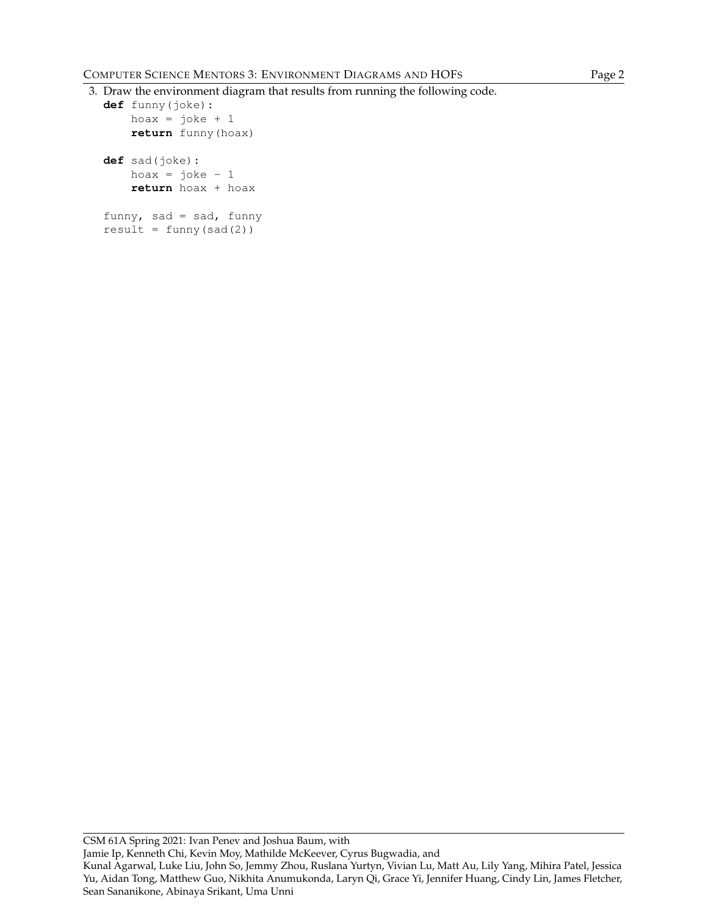3. Draw the environment diagram that results from running the following code.

```
def funny(joke):
    hoax = joke + 1
    return funny(hoax)

def sad(joke):
    hoax = joke - 1
    return hoax + hoax

funny, sad = sad, funny
result = funny(sad(2))
```

CSM 61A Spring 2021: Ivan Penev and Joshua Baum, with
Jamie Ip, Kenneth Chi, Kevin Moy, Mathilde McKeever, Cyrus Bugwadia, and
Kunal Agarwal, Luke Liu, John So, Jemmy Zhou, Ruslana Yurtyn, Vivian Lu, Matt Au, Lily Yang, Mihira Patel, Jessica Yu, Aidan Tong, Matthew Guo, Nikhita Anumukonda, Laryn Qi, Grace Yi, Jennifer Huang, Cindy Lin, James Fletcher, Sean Sananikone, Abinaya Srikant, Uma Unni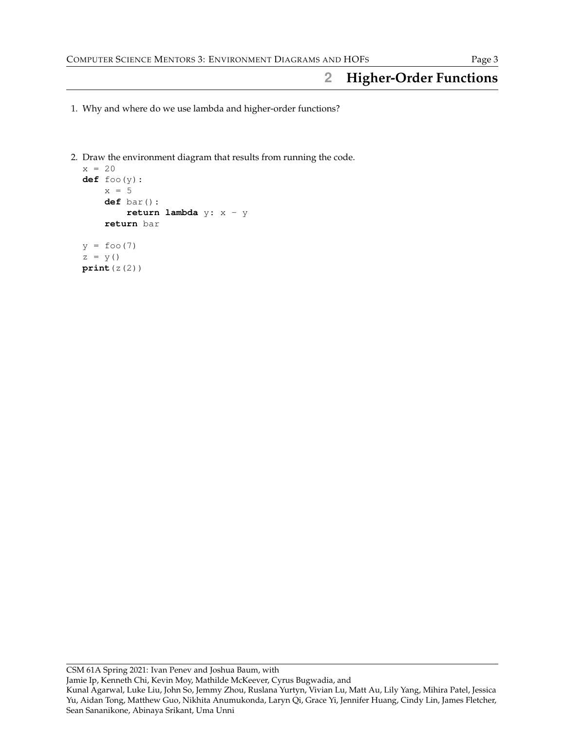## 2 Higher-Order Functions

1. Why and where do we use lambda and higher-order functions?

2. Draw the environment diagram that results from running the code.

```
x = 20
def foo(y):
    x = 5
    def bar():
        return lambda y: x - y
    return bar

y = foo(7)
z = y()
print(z(2))
```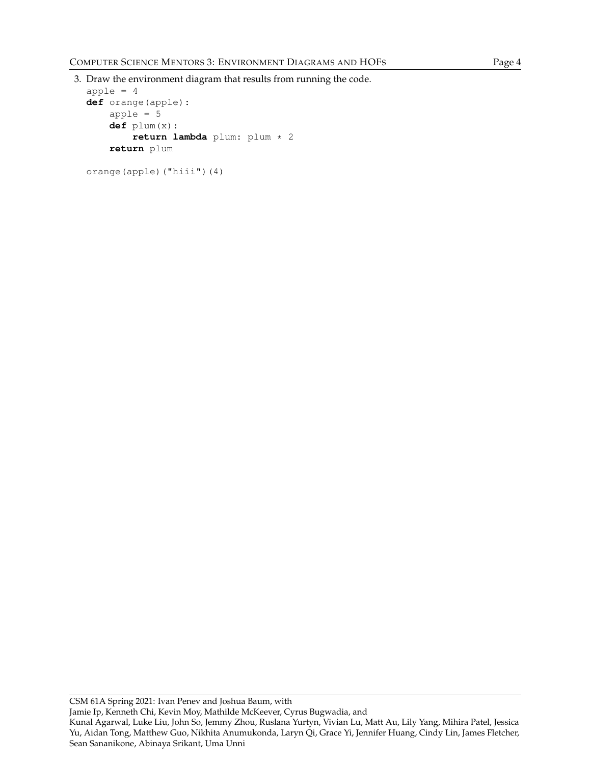3. Draw the environment diagram that results from running the code.

```
apple = 4
def orange(apple):
    apple = 5
    def plum(x):
        return lambda plum: plum * 2
    return plum

orange(apple)("hiii")(4)
```

CSM 61A Spring 2021: Ivan Penev and Joshua Baum, with
Jamie Ip, Kenneth Chi, Kevin Moy, Mathilde McKeever, Cyrus Bugwadia, and
Kunal Agarwal, Luke Liu, John So, Jemmy Zhou, Ruslana Yurtyn, Vivian Lu, Matt Au, Lily Yang, Mihira Patel, Jessica Yu, Aidan Tong, Matthew Guo, Nikhita Anumukonda, Laryn Qi, Grace Yi, Jennifer Huang, Cindy Lin, James Fletcher, Sean Sananikone, Abinaya Srikant, Uma Unni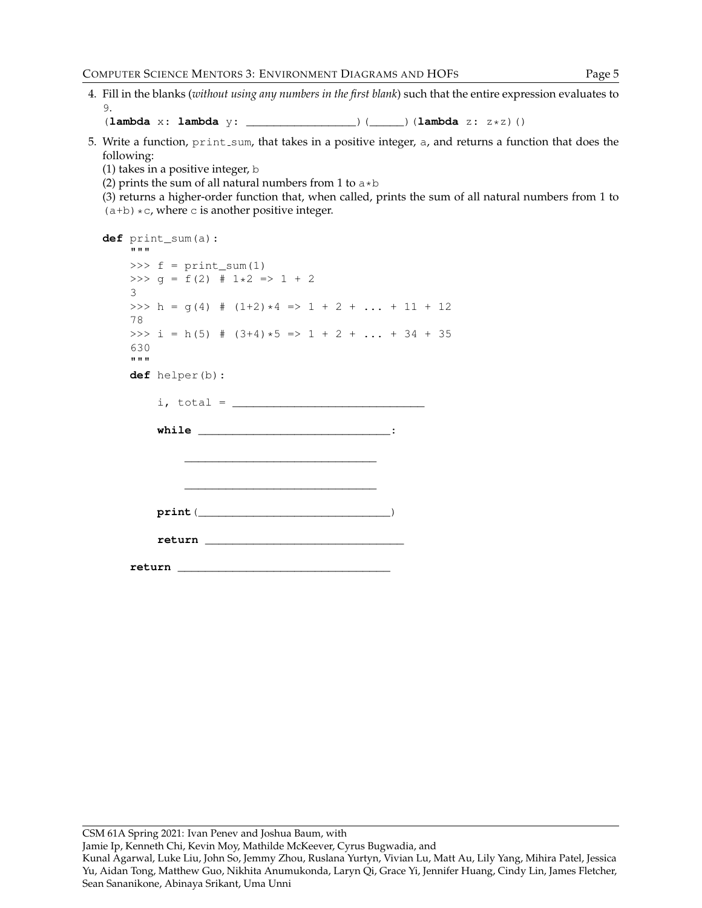4. Fill in the blanks (*without using any numbers in the first blank*) such that the entire expression evaluates to 9.

```
(lambda x: lambda y: _________________)(_____)(lambda z: z*z)()
```

5. Write a function, print_sum, that takes in a positive integer, a, and returns a function that does the following:
(1) takes in a positive integer, b
(2) prints the sum of all natural numbers from 1 to a*b
(3) returns a higher-order function that, when called, prints the sum of all natural numbers from 1 to (a+b)*c, where c is another positive integer.

```
def print_sum(a):
    """
    >>> f = print_sum(1)
    >>> g = f(2) # 1*2 => 1 + 2
    3
    >>> h = g(4) # (1+2)*4 => 1 + 2 + ... + 11 + 12
    78
    >>> i = h(5) # (3+4)*5 => 1 + 2 + ... + 34 + 35
    630
    """
    def helper(b):

        i, total = ______________________________

        while ______________________________:

            ______________________________

            ______________________________

        print(______________________________)

        return ______________________________

    return ________________________________
```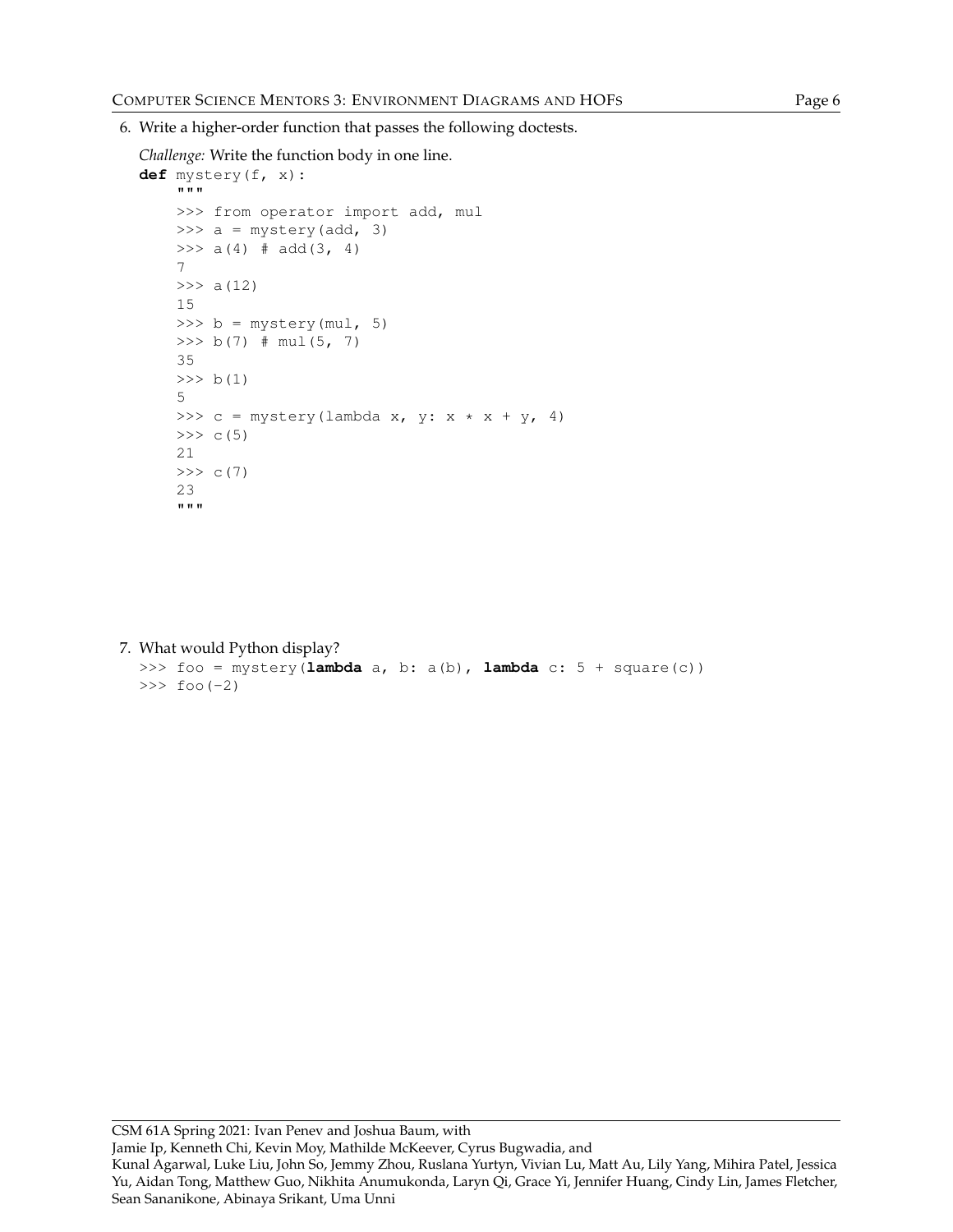6. Write a higher-order function that passes the following doctests.

   *Challenge:* Write the function body in one line.

```
def mystery(f, x):
    """
    >>> from operator import add, mul
    >>> a = mystery(add, 3)
    >>> a(4) # add(3, 4)
    7
    >>> a(12)
    15
    >>> b = mystery(mul, 5)
    >>> b(7) # mul(5, 7)
    35
    >>> b(1)
    5
    >>> c = mystery(lambda x, y: x * x + y, 4)
    >>> c(5)
    21
    >>> c(7)
    23
    """
```

7. What would Python display?

```
>>> foo = mystery(lambda a, b: a(b), lambda c: 5 + square(c))
>>> foo(-2)
```

CSM 61A Spring 2021: Ivan Penev and Joshua Baum, with
Jamie Ip, Kenneth Chi, Kevin Moy, Mathilde McKeever, Cyrus Bugwadia, and
Kunal Agarwal, Luke Liu, John So, Jemmy Zhou, Ruslana Yurtyn, Vivian Lu, Matt Au, Lily Yang, Mihira Patel, Jessica Yu, Aidan Tong, Matthew Guo, Nikhita Anumukonda, Laryn Qi, Grace Yi, Jennifer Huang, Cindy Lin, James Fletcher, Sean Sananikone, Abinaya Srikant, Uma Unni